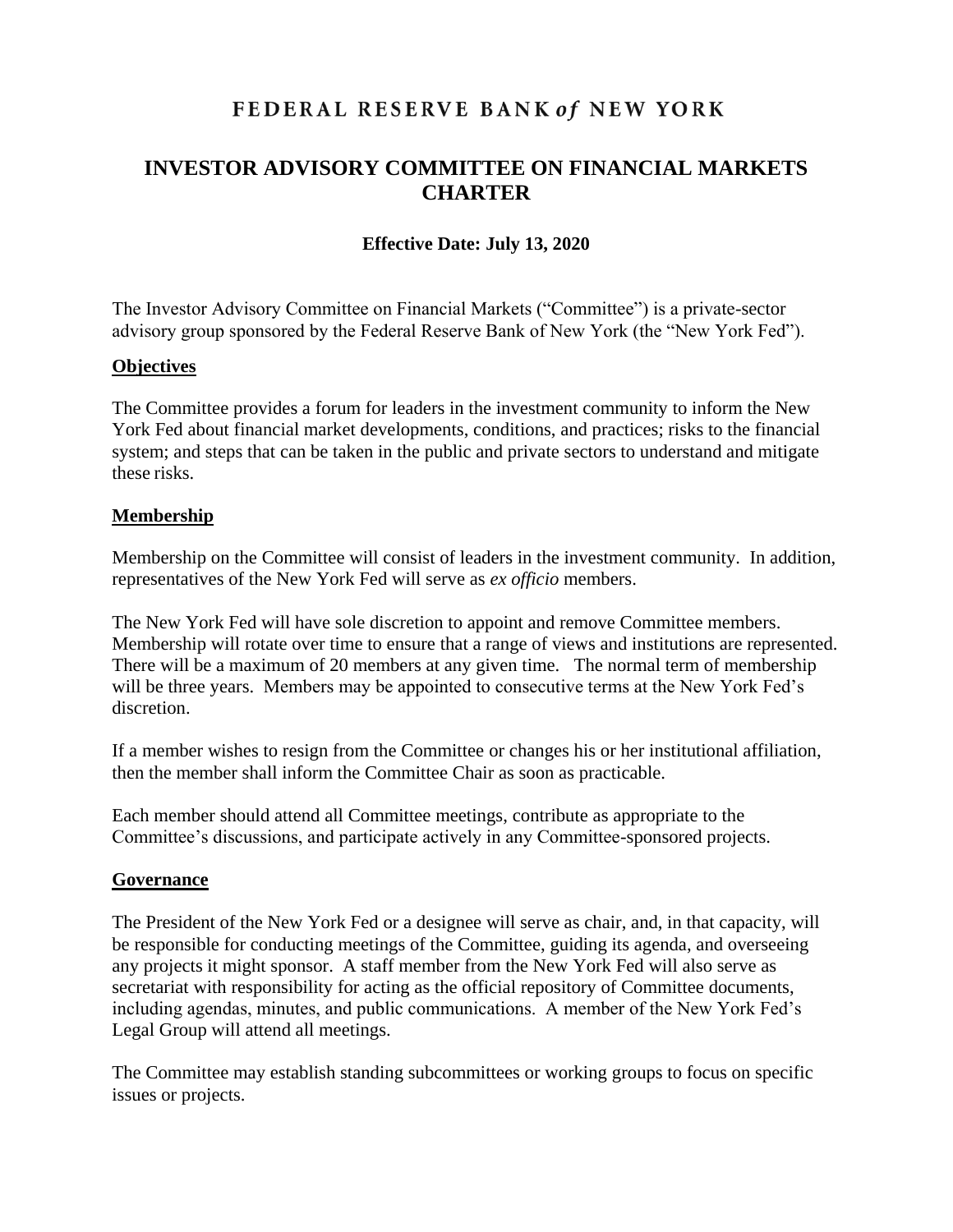# FEDERAL RESERVE BANK *of* NEW YORK

## INVESTOR ADVISORY COMMITTEE ON FINANCIAL MARKETS CHARTER

**Effective Date: July 13, 2020**

The Investor Advisory Committee on Financial Markets ("Committee") is a private-sector advisory group sponsored by the Federal Reserve Bank of New York (the "New York Fed").

### Objectives

The Committee provides a forum for leaders in the investment community to inform the New York Fed about financial market developments, conditions, and practices; risks to the financial system; and steps that can be taken in the public and private sectors to understand and mitigate these risks.

### Membership

Membership on the Committee will consist of leaders in the investment community. In addition, representatives of the New York Fed will serve as *ex officio* members.

The New York Fed will have sole discretion to appoint and remove Committee members. Membership will rotate over time to ensure that a range of views and institutions are represented. There will be a maximum of 20 members at any given time. The normal term of membership will be three years. Members may be appointed to consecutive terms at the New York Fed's discretion.

If a member wishes to resign from the Committee or changes his or her institutional affiliation, then the member shall inform the Committee Chair as soon as practicable.

Each member should attend all Committee meetings, contribute as appropriate to the Committee's discussions, and participate actively in any Committee-sponsored projects.

### Governance

The President of the New York Fed or a designee will serve as chair, and, in that capacity, will be responsible for conducting meetings of the Committee, guiding its agenda, and overseeing any projects it might sponsor. A staff member from the New York Fed will also serve as secretariat with responsibility for acting as the official repository of Committee documents, including agendas, minutes, and public communications. A member of the New York Fed's Legal Group will attend all meetings.

The Committee may establish standing subcommittees or working groups to focus on specific issues or projects.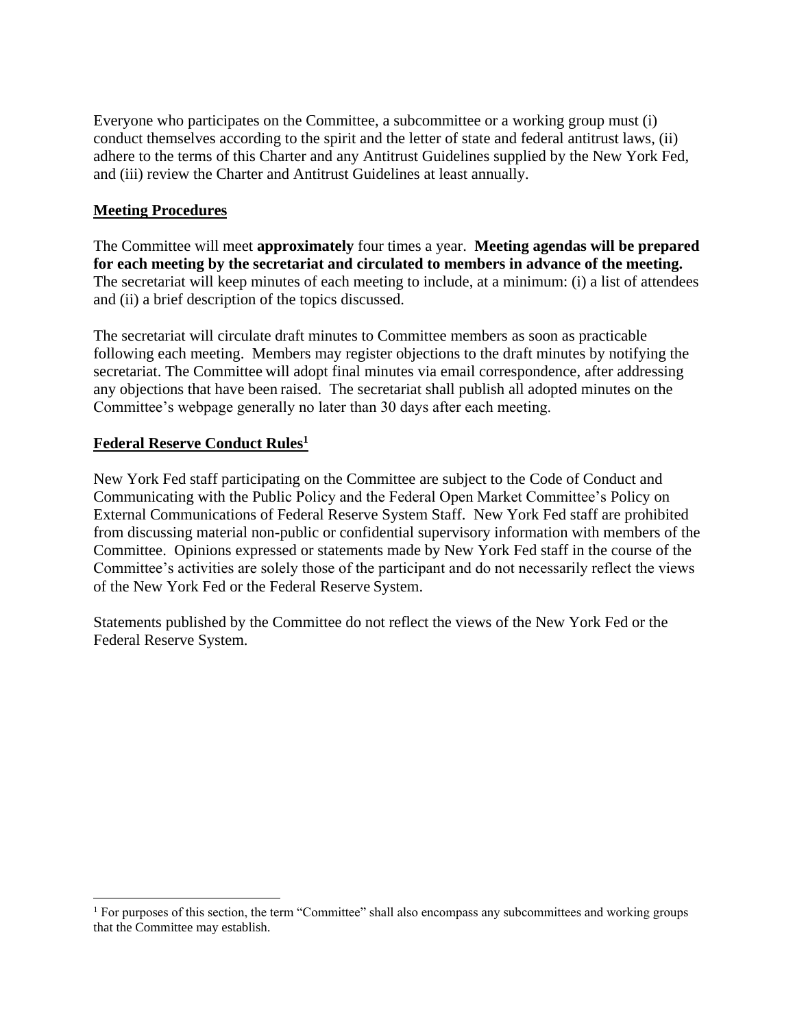Everyone who participates on the Committee, a subcommittee or a working group must (i) conduct themselves according to the spirit and the letter of state and federal antitrust laws, (ii) adhere to the terms of this Charter and any Antitrust Guidelines supplied by the New York Fed, and (iii) review the Charter and Antitrust Guidelines at least annually.

## Meeting Procedures

The Committee will meet **approximately** four times a year. **Meeting agendas will be prepared for each meeting by the secretariat and circulated to members in advance of the meeting.** The secretariat will keep minutes of each meeting to include, at a minimum: (i) a list of attendees and (ii) a brief description of the topics discussed.

The secretariat will circulate draft minutes to Committee members as soon as practicable following each meeting. Members may register objections to the draft minutes by notifying the secretariat. The Committee will adopt final minutes via email correspondence, after addressing any objections that have been raised. The secretariat shall publish all adopted minutes on the Committee's webpage generally no later than 30 days after each meeting.

## Federal Reserve Conduct Rules[1]

New York Fed staff participating on the Committee are subject to the Code of Conduct and Communicating with the Public Policy and the Federal Open Market Committee's Policy on External Communications of Federal Reserve System Staff. New York Fed staff are prohibited from discussing material non-public or confidential supervisory information with members of the Committee. Opinions expressed or statements made by New York Fed staff in the course of the Committee's activities are solely those of the participant and do not necessarily reflect the views of the New York Fed or the Federal Reserve System.

Statements published by the Committee do not reflect the views of the New York Fed or the Federal Reserve System.

[1] For purposes of this section, the term "Committee" shall also encompass any subcommittees and working groups that the Committee may establish.